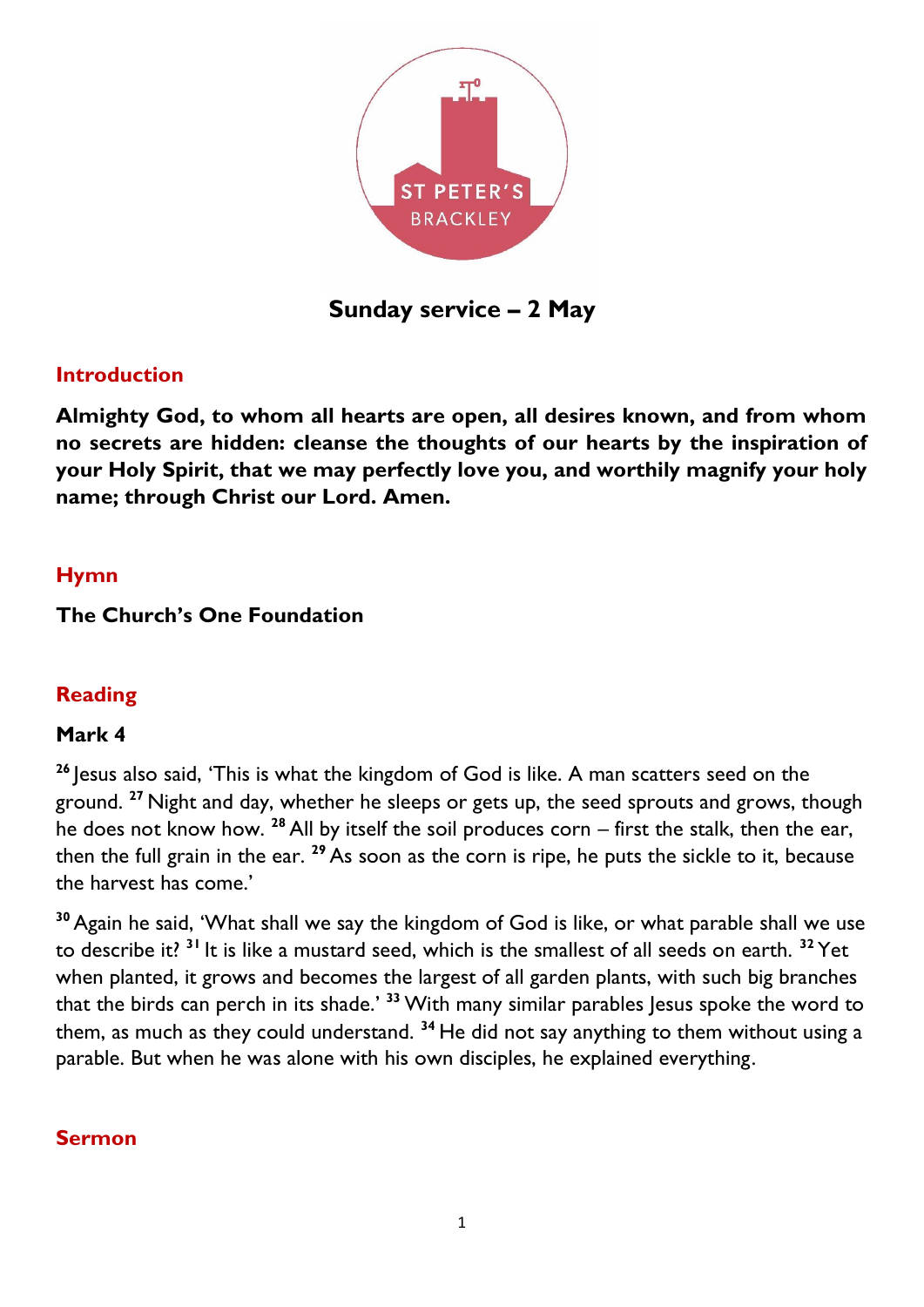ST PETER'S
BRACKLEY

# Sunday service – 2 May

## Introduction

**Almighty God, to whom all hearts are open, all desires known, and from whom no secrets are hidden: cleanse the thoughts of our hearts by the inspiration of your Holy Spirit, that we may perfectly love you, and worthily magnify your holy name; through Christ our Lord. Amen.**

## Hymn

**The Church's One Foundation**

## Reading

### Mark 4

[26] Jesus also said, 'This is what the kingdom of God is like. A man scatters seed on the ground. [27] Night and day, whether he sleeps or gets up, the seed sprouts and grows, though he does not know how. [28] All by itself the soil produces corn – first the stalk, then the ear, then the full grain in the ear. [29] As soon as the corn is ripe, he puts the sickle to it, because the harvest has come.'

[30] Again he said, 'What shall we say the kingdom of God is like, or what parable shall we use to describe it? [31] It is like a mustard seed, which is the smallest of all seeds on earth. [32] Yet when planted, it grows and becomes the largest of all garden plants, with such big branches that the birds can perch in its shade.' [33] With many similar parables Jesus spoke the word to them, as much as they could understand. [34] He did not say anything to them without using a parable. But when he was alone with his own disciples, he explained everything.

## Sermon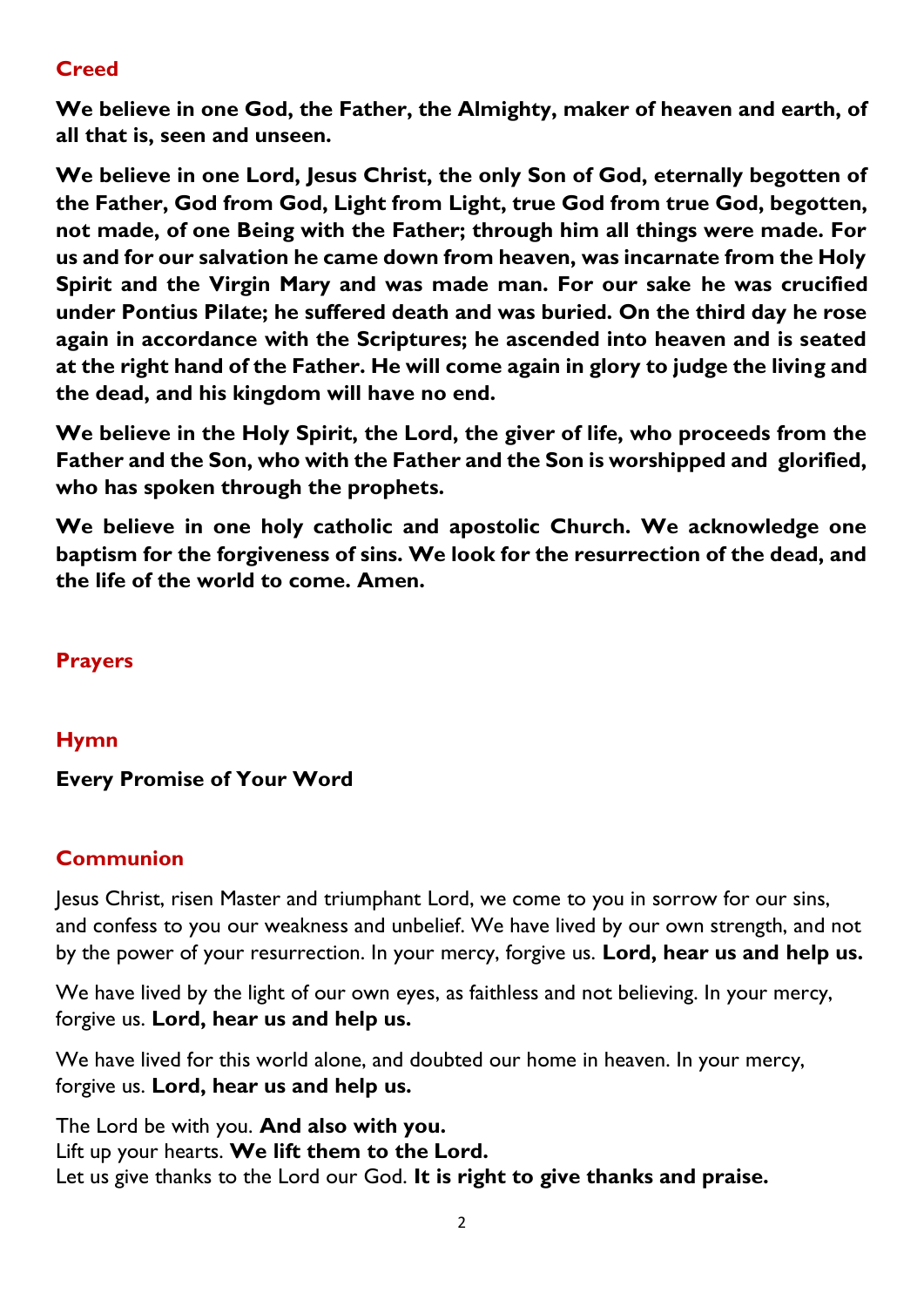## Creed

**We believe in one God, the Father, the Almighty, maker of heaven and earth, of all that is, seen and unseen.**

**We believe in one Lord, Jesus Christ, the only Son of God, eternally begotten of the Father, God from God, Light from Light, true God from true God, begotten, not made, of one Being with the Father; through him all things were made. For us and for our salvation he came down from heaven, was incarnate from the Holy Spirit and the Virgin Mary and was made man. For our sake he was crucified under Pontius Pilate; he suffered death and was buried. On the third day he rose again in accordance with the Scriptures; he ascended into heaven and is seated at the right hand of the Father. He will come again in glory to judge the living and the dead, and his kingdom will have no end.**

**We believe in the Holy Spirit, the Lord, the giver of life, who proceeds from the Father and the Son, who with the Father and the Son is worshipped and glorified, who has spoken through the prophets.**

**We believe in one holy catholic and apostolic Church. We acknowledge one baptism for the forgiveness of sins. We look for the resurrection of the dead, and the life of the world to come. Amen.**

## Prayers

## Hymn

**Every Promise of Your Word**

## Communion

Jesus Christ, risen Master and triumphant Lord, we come to you in sorrow for our sins, and confess to you our weakness and unbelief. We have lived by our own strength, and not by the power of your resurrection. In your mercy, forgive us. **Lord, hear us and help us.**

We have lived by the light of our own eyes, as faithless and not believing. In your mercy, forgive us. **Lord, hear us and help us.**

We have lived for this world alone, and doubted our home in heaven. In your mercy, forgive us. **Lord, hear us and help us.**

The Lord be with you. **And also with you.**
Lift up your hearts. **We lift them to the Lord.**
Let us give thanks to the Lord our God. **It is right to give thanks and praise.**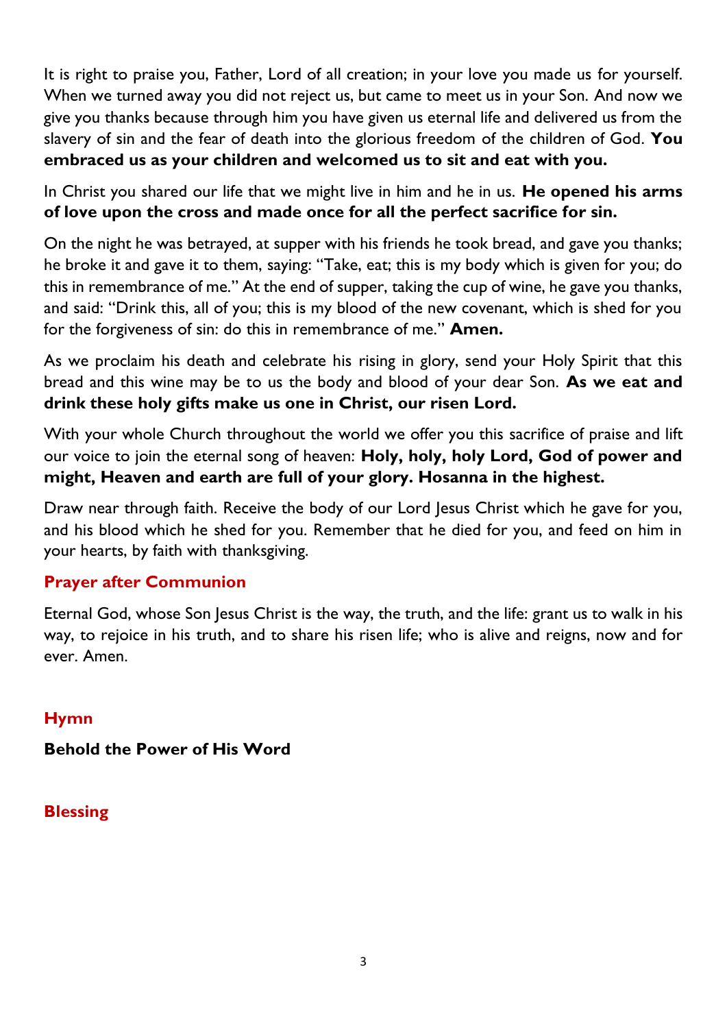It is right to praise you, Father, Lord of all creation; in your love you made us for yourself. When we turned away you did not reject us, but came to meet us in your Son. And now we give you thanks because through him you have given us eternal life and delivered us from the slavery of sin and the fear of death into the glorious freedom of the children of God. **You embraced us as your children and welcomed us to sit and eat with you.**

In Christ you shared our life that we might live in him and he in us. **He opened his arms of love upon the cross and made once for all the perfect sacrifice for sin.**

On the night he was betrayed, at supper with his friends he took bread, and gave you thanks; he broke it and gave it to them, saying: "Take, eat; this is my body which is given for you; do this in remembrance of me." At the end of supper, taking the cup of wine, he gave you thanks, and said: "Drink this, all of you; this is my blood of the new covenant, which is shed for you for the forgiveness of sin: do this in remembrance of me." **Amen.**

As we proclaim his death and celebrate his rising in glory, send your Holy Spirit that this bread and this wine may be to us the body and blood of your dear Son. **As we eat and drink these holy gifts make us one in Christ, our risen Lord.**

With your whole Church throughout the world we offer you this sacrifice of praise and lift our voice to join the eternal song of heaven: **Holy, holy, holy Lord, God of power and might, Heaven and earth are full of your glory. Hosanna in the highest.**

Draw near through faith. Receive the body of our Lord Jesus Christ which he gave for you, and his blood which he shed for you. Remember that he died for you, and feed on him in your hearts, by faith with thanksgiving.

## Prayer after Communion

Eternal God, whose Son Jesus Christ is the way, the truth, and the life: grant us to walk in his way, to rejoice in his truth, and to share his risen life; who is alive and reigns, now and for ever. Amen.

## Hymn

**Behold the Power of His Word**

## Blessing